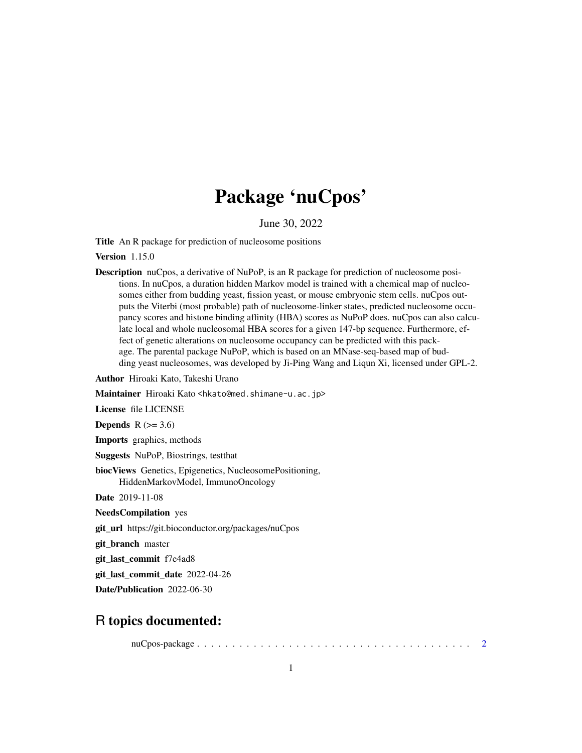# Package 'nuCpos'

June 30, 2022

**Title** An R package for prediction of nucleosome positions

**Version** 1.15.0

**Description** nuCpos, a derivative of NuPoP, is an R package for prediction of nucleosome positions. In nuCpos, a duration hidden Markov model is trained with a chemical map of nucleosomes either from budding yeast, fission yeast, or mouse embryonic stem cells. nuCpos outputs the Viterbi (most probable) path of nucleosome-linker states, predicted nucleosome occupancy scores and histone binding affinity (HBA) scores as NuPoP does. nuCpos can also calculate local and whole nucleosomal HBA scores for a given 147-bp sequence. Furthermore, effect of genetic alterations on nucleosome occupancy can be predicted with this package. The parental package NuPoP, which is based on an MNase-seq-based map of budding yeast nucleosomes, was developed by Ji-Ping Wang and Liqun Xi, licensed under GPL-2.

**Author** Hiroaki Kato, Takeshi Urano

**Maintainer** Hiroaki Kato <hkato@med.shimane-u.ac.jp>

**License** file LICENSE

**Depends** R (>= 3.6)

**Imports** graphics, methods

**Suggests** NuPoP, Biostrings, testthat

**biocViews** Genetics, Epigenetics, NucleosomePositioning, HiddenMarkovModel, ImmunoOncology

**Date** 2019-11-08

**NeedsCompilation** yes

**git_url** https://git.bioconductor.org/packages/nuCpos

**git_branch** master

**git_last_commit** f7e4ad8

**git_last_commit_date** 2022-04-26

**Date/Publication** 2022-06-30

## R topics documented:

nuCpos-package . . . . . . . . . . . . . . . . . . . . . . . . . . . . . . . . . . . . . . . . 2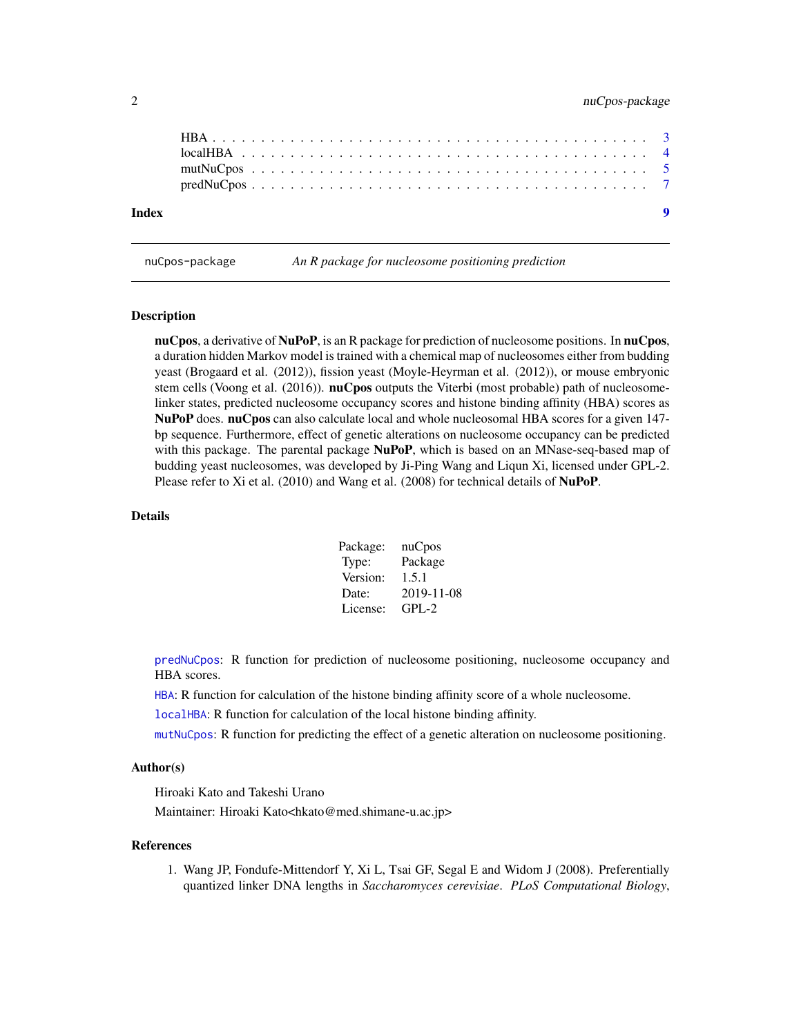| | |
|---|---|
| HBA | 3 |
| localHBA | 4 |
| mutNuCpos | 5 |
| predNuCpos | 7 |

**Index** 9

---

nuCpos-package *An R package for nucleosome positioning prediction*

---

## Description

**nuCpos**, a derivative of **NuPoP**, is an R package for prediction of nucleosome positions. In **nuCpos**, a duration hidden Markov model is trained with a chemical map of nucleosomes either from budding yeast (Brogaard et al. (2012)), fission yeast (Moyle-Heyrman et al. (2012)), or mouse embryonic stem cells (Voong et al. (2016)). **nuCpos** outputs the Viterbi (most probable) path of nucleosome-linker states, predicted nucleosome occupancy scores and histone binding affinity (HBA) scores as **NuPoP** does. **nuCpos** can also calculate local and whole nucleosomal HBA scores for a given 147-bp sequence. Furthermore, effect of genetic alterations on nucleosome occupancy can be predicted with this package. The parental package **NuPoP**, which is based on an MNase-seq-based map of budding yeast nucleosomes, was developed by Ji-Ping Wang and Liqun Xi, licensed under GPL-2. Please refer to Xi et al. (2010) and Wang et al. (2008) for technical details of **NuPoP**.

## Details

| | |
|---|---|
| Package: | nuCpos |
| Type: | Package |
| Version: | 1.5.1 |
| Date: | 2019-11-08 |
| License: | GPL-2 |

`predNuCpos`: R function for prediction of nucleosome positioning, nucleosome occupancy and HBA scores.

`HBA`: R function for calculation of the histone binding affinity score of a whole nucleosome.

`localHBA`: R function for calculation of the local histone binding affinity.

`mutNuCpos`: R function for predicting the effect of a genetic alteration on nucleosome positioning.

## Author(s)

Hiroaki Kato and Takeshi Urano

Maintainer: Hiroaki Kato<hkato@med.shimane-u.ac.jp>

## References

1. Wang JP, Fondufe-Mittendorf Y, Xi L, Tsai GF, Segal E and Widom J (2008). Preferentially quantized linker DNA lengths in *Saccharomyces cerevisiae*. *PLoS Computational Biology*,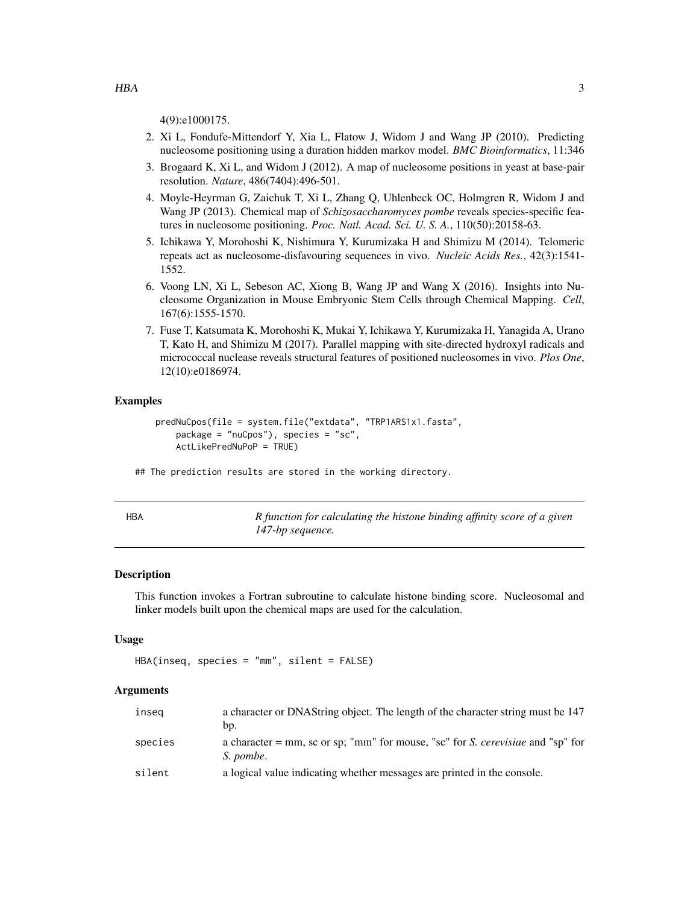4(9):e1000175.

2. Xi L, Fondufe-Mittendorf Y, Xia L, Flatow J, Widom J and Wang JP (2010). Predicting nucleosome positioning using a duration hidden markov model. *BMC Bioinformatics*, 11:346
3. Brogaard K, Xi L, and Widom J (2012). A map of nucleosome positions in yeast at base-pair resolution. *Nature*, 486(7404):496-501.
4. Moyle-Heyrman G, Zaichuk T, Xi L, Zhang Q, Uhlenbeck OC, Holmgren R, Widom J and Wang JP (2013). Chemical map of *Schizosaccharomyces pombe* reveals species-specific features in nucleosome positioning. *Proc. Natl. Acad. Sci. U. S. A.*, 110(50):20158-63.
5. Ichikawa Y, Morohoshi K, Nishimura Y, Kurumizaka H and Shimizu M (2014). Telomeric repeats act as nucleosome-disfavouring sequences in vivo. *Nucleic Acids Res.*, 42(3):1541-1552.
6. Voong LN, Xi L, Sebeson AC, Xiong B, Wang JP and Wang X (2016). Insights into Nucleosome Organization in Mouse Embryonic Stem Cells through Chemical Mapping. *Cell*, 167(6):1555-1570.
7. Fuse T, Katsumata K, Morohoshi K, Mukai Y, Ichikawa Y, Kurumizaka H, Yanagida A, Urano T, Kato H, and Shimizu M (2017). Parallel mapping with site-directed hydroxyl radicals and micrococcal nuclease reveals structural features of positioned nucleosomes in vivo. *Plos One*, 12(10):e0186974.

### Examples

```
predNuCpos(file = system.file("extdata", "TRP1ARS1x1.fasta",
    package = "nuCpos"), species = "sc",
    ActLikePredNuPoP = TRUE)

## The prediction results are stored in the working directory.
```

---

## HBA — *R function for calculating the histone binding affinity score of a given 147-bp sequence.*

---

### Description

This function invokes a Fortran subroutine to calculate histone binding score. Nucleosomal and linker models built upon the chemical maps are used for the calculation.

### Usage

```
HBA(inseq, species = "mm", silent = FALSE)
```

### Arguments

| | |
|---|---|
| inseq | a character or DNAString object. The length of the character string must be 147 bp. |
| species | a character = mm, sc or sp; "mm" for mouse, "sc" for *S. cerevisiae* and "sp" for *S. pombe*. |
| silent | a logical value indicating whether messages are printed in the console. |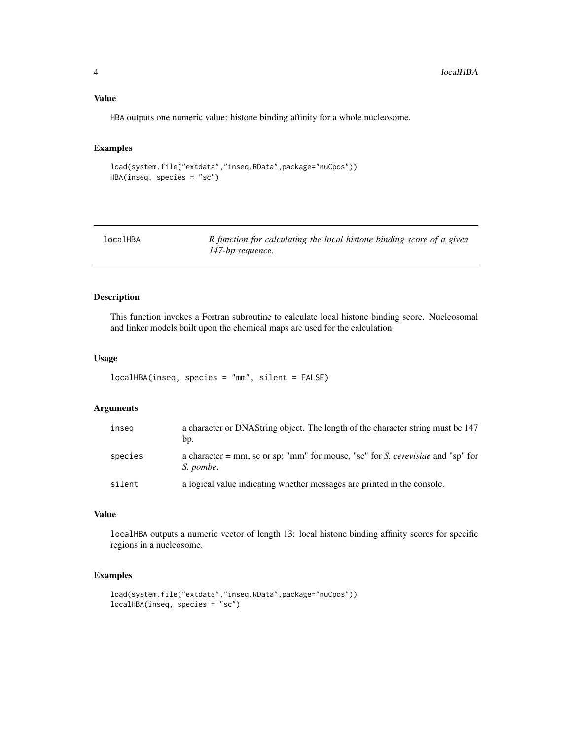## Value

HBA outputs one numeric value: histone binding affinity for a whole nucleosome.

## Examples

```
load(system.file("extdata","inseq.RData",package="nuCpos"))
HBA(inseq, species = "sc")
```

---

# localHBA — *R function for calculating the local histone binding score of a given 147-bp sequence.*

---

## Description

This function invokes a Fortran subroutine to calculate local histone binding score. Nucleosomal and linker models built upon the chemical maps are used for the calculation.

## Usage

```
localHBA(inseq, species = "mm", silent = FALSE)
```

## Arguments

| | |
|---|---|
| inseq | a character or DNAString object. The length of the character string must be 147 bp. |
| species | a character = mm, sc or sp; "mm" for mouse, "sc" for *S. cerevisiae* and "sp" for *S. pombe*. |
| silent | a logical value indicating whether messages are printed in the console. |

## Value

localHBA outputs a numeric vector of length 13: local histone binding affinity scores for specific regions in a nucleosome.

## Examples

```
load(system.file("extdata","inseq.RData",package="nuCpos"))
localHBA(inseq, species = "sc")
```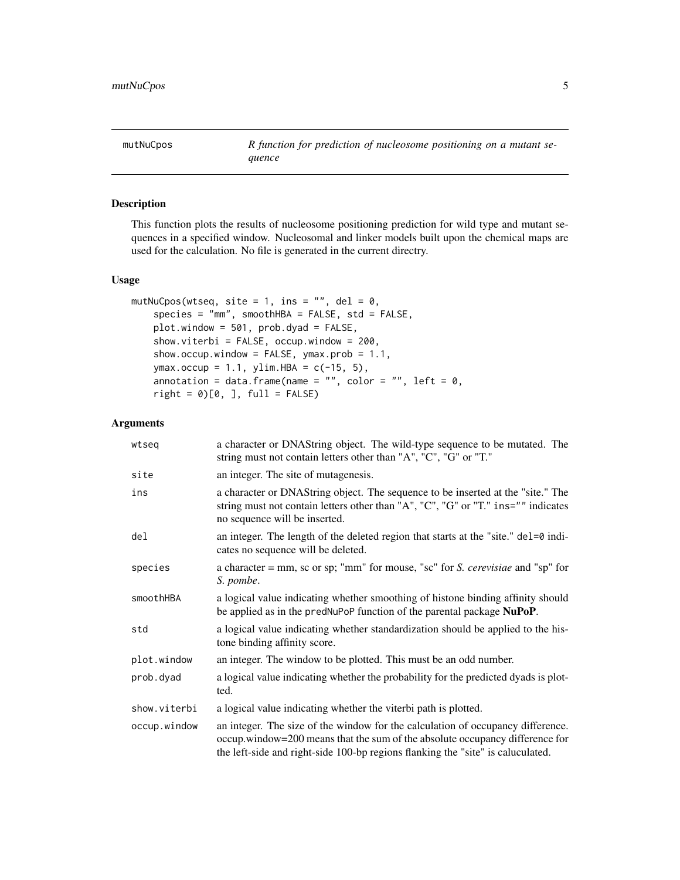# mutNuCpos

*R function for prediction of nucleosome positioning on a mutant sequence*

## Description

This function plots the results of nucleosome positioning prediction for wild type and mutant sequences in a specified window. Nucleosomal and linker models built upon the chemical maps are used for the calculation. No file is generated in the current directry.

## Usage

```
mutNuCpos(wtseq, site = 1, ins = "", del = 0,
    species = "mm", smoothHBA = FALSE, std = FALSE,
    plot.window = 501, prob.dyad = FALSE,
    show.viterbi = FALSE, occup.window = 200,
    show.occup.window = FALSE, ymax.prob = 1.1,
    ymax.occup = 1.1, ylim.HBA = c(-15, 5),
    annotation = data.frame(name = "", color = "", left = 0,
    right = 0)[0, ], full = FALSE)
```

## Arguments

| | |
|---|---|
| wtseq | a character or DNAString object. The wild-type sequence to be mutated. The string must not contain letters other than "A", "C", "G" or "T." |
| site | an integer. The site of mutagenesis. |
| ins | a character or DNAString object. The sequence to be inserted at the "site." The string must not contain letters other than "A", "C", "G" or "T." ins="" indicates no sequence will be inserted. |
| del | an integer. The length of the deleted region that starts at the "site." del=0 indicates no sequence will be deleted. |
| species | a character = mm, sc or sp; "mm" for mouse, "sc" for *S. cerevisiae* and "sp" for *S. pombe*. |
| smoothHBA | a logical value indicating whether smoothing of histone binding affinity should be applied as in the predNuPoP function of the parental package **NuPoP**. |
| std | a logical value indicating whether standardization should be applied to the histone binding affinity score. |
| plot.window | an integer. The window to be plotted. This must be an odd number. |
| prob.dyad | a logical value indicating whether the probability for the predicted dyads is plotted. |
| show.viterbi | a logical value indicating whether the viterbi path is plotted. |
| occup.window | an integer. The size of the window for the calculation of occupancy difference. occup.window=200 means that the sum of the absolute occupancy difference for the left-side and right-side 100-bp regions flanking the "site" is caluculated. |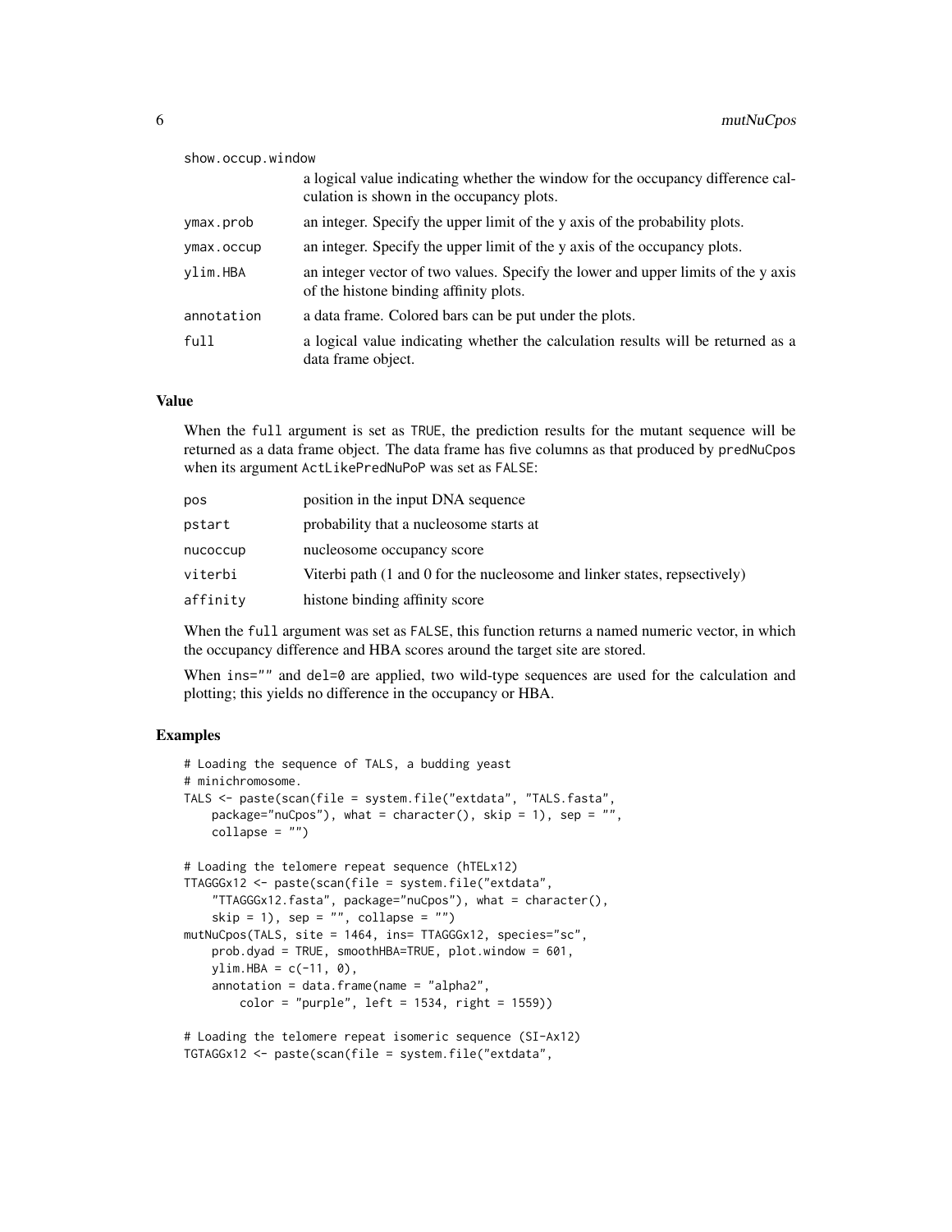show.occup.window
: a logical value indicating whether the window for the occupancy difference calculation is shown in the occupancy plots.

| | |
|---|---|
| ymax.prob | an integer. Specify the upper limit of the y axis of the probability plots. |
| ymax.occup | an integer. Specify the upper limit of the y axis of the occupancy plots. |
| ylim.HBA | an integer vector of two values. Specify the lower and upper limits of the y axis of the histone binding affinity plots. |
| annotation | a data frame. Colored bars can be put under the plots. |
| full | a logical value indicating whether the calculation results will be returned as a data frame object. |

## Value

When the `full` argument is set as `TRUE`, the prediction results for the mutant sequence will be returned as a data frame object. The data frame has five columns as that produced by `predNuCpos` when its argument `ActLikePredNuPoP` was set as `FALSE`:

| | |
|---|---|
| pos | position in the input DNA sequence |
| pstart | probability that a nucleosome starts at |
| nucoccup | nucleosome occupancy score |
| viterbi | Viterbi path (1 and 0 for the nucleosome and linker states, repsectively) |
| affinity | histone binding affinity score |

When the `full` argument was set as `FALSE`, this function returns a named numeric vector, in which the occupancy difference and HBA scores around the target site are stored.

When `ins=""` and `del=0` are applied, two wild-type sequences are used for the calculation and plotting; this yields no difference in the occupancy or HBA.

## Examples

```
# Loading the sequence of TALS, a budding yeast
# minichromosome.
TALS <- paste(scan(file = system.file("extdata", "TALS.fasta",
    package="nuCpos"), what = character(), skip = 1), sep = "",
    collapse = "")

# Loading the telomere repeat sequence (hTELx12)
TTAGGGx12 <- paste(scan(file = system.file("extdata",
    "TTAGGGx12.fasta", package="nuCpos"), what = character(),
    skip = 1), sep = "", collapse = "")
mutNuCpos(TALS, site = 1464, ins= TTAGGGx12, species="sc",
    prob.dyad = TRUE, smoothHBA=TRUE, plot.window = 601,
    ylim.HBA = c(-11, 0),
    annotation = data.frame(name = "alpha2",
        color = "purple", left = 1534, right = 1559))

# Loading the telomere repeat isomeric sequence (SI-Ax12)
TGTAGGx12 <- paste(scan(file = system.file("extdata",
```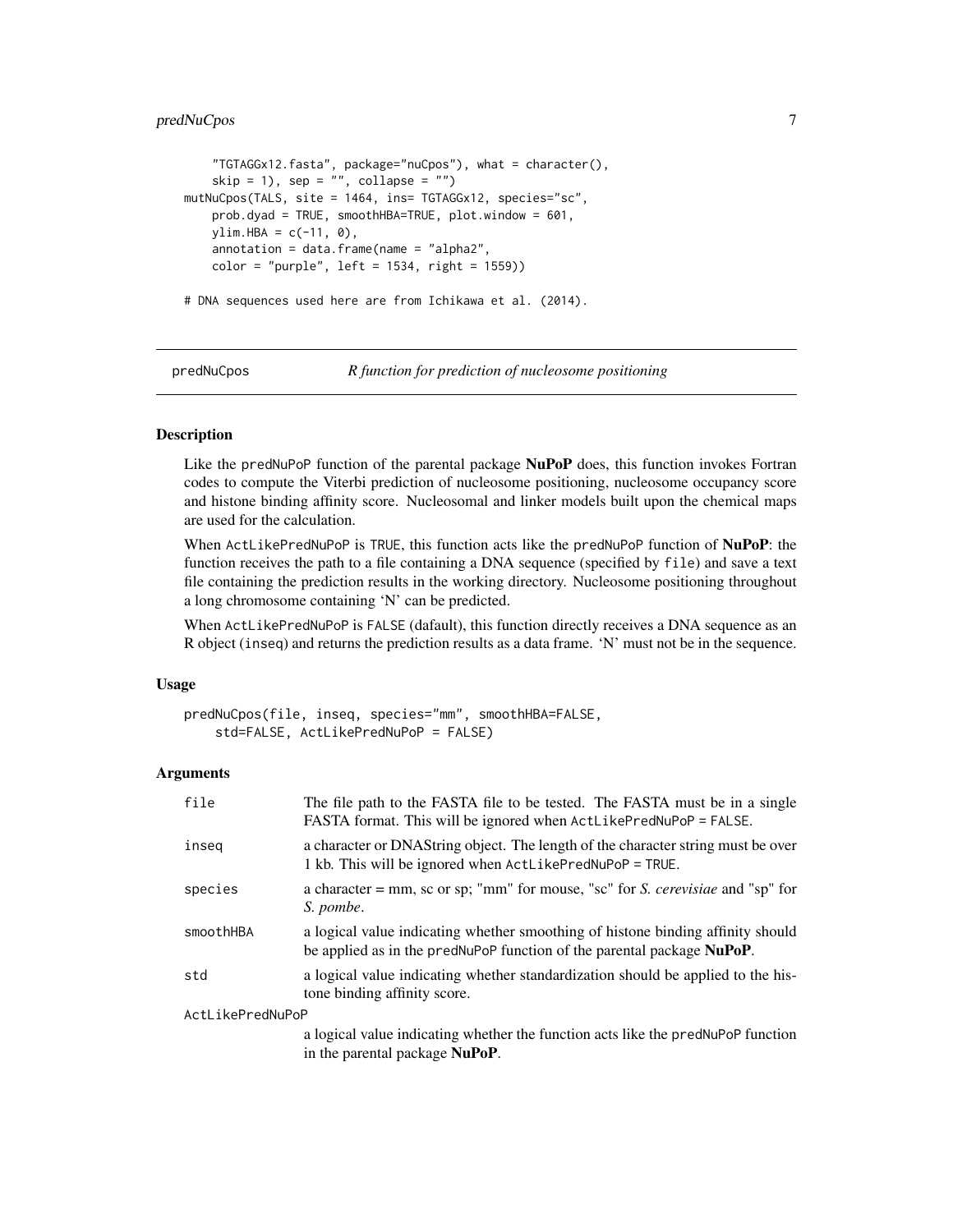```
    "TGTAGGx12.fasta", package="nuCpos"), what = character(),
    skip = 1), sep = "", collapse = "")
mutNuCpos(TALS, site = 1464, ins= TGTAGGx12, species="sc",
    prob.dyad = TRUE, smoothHBA=TRUE, plot.window = 601,
    ylim.HBA = c(-11, 0),
    annotation = data.frame(name = "alpha2",
    color = "purple", left = 1534, right = 1559))

# DNA sequences used here are from Ichikawa et al. (2014).
```

## predNuCpos — *R function for prediction of nucleosome positioning*

### Description

Like the predNuPoP function of the parental package **NuPoP** does, this function invokes Fortran codes to compute the Viterbi prediction of nucleosome positioning, nucleosome occupancy score and histone binding affinity score. Nucleosomal and linker models built upon the chemical maps are used for the calculation.

When ActLikePredNuPoP is TRUE, this function acts like the predNuPoP function of **NuPoP**: the function receives the path to a file containing a DNA sequence (specified by file) and save a text file containing the prediction results in the working directory. Nucleosome positioning throughout a long chromosome containing 'N' can be predicted.

When ActLikePredNuPoP is FALSE (dafault), this function directly receives a DNA sequence as an R object (inseq) and returns the prediction results as a data frame. 'N' must not be in the sequence.

### Usage

```
predNuCpos(file, inseq, species="mm", smoothHBA=FALSE,
    std=FALSE, ActLikePredNuPoP = FALSE)
```

### Arguments

| | |
|---|---|
| file | The file path to the FASTA file to be tested. The FASTA must be in a single FASTA format. This will be ignored when ActLikePredNuPoP = FALSE. |
| inseq | a character or DNAString object. The length of the character string must be over 1 kb. This will be ignored when ActLikePredNuPoP = TRUE. |
| species | a character = mm, sc or sp; "mm" for mouse, "sc" for *S. cerevisiae* and "sp" for *S. pombe*. |
| smoothHBA | a logical value indicating whether smoothing of histone binding affinity should be applied as in the predNuPoP function of the parental package **NuPoP**. |
| std | a logical value indicating whether standardization should be applied to the histone binding affinity score. |
| ActLikePredNuPoP | a logical value indicating whether the function acts like the predNuPoP function in the parental package **NuPoP**. |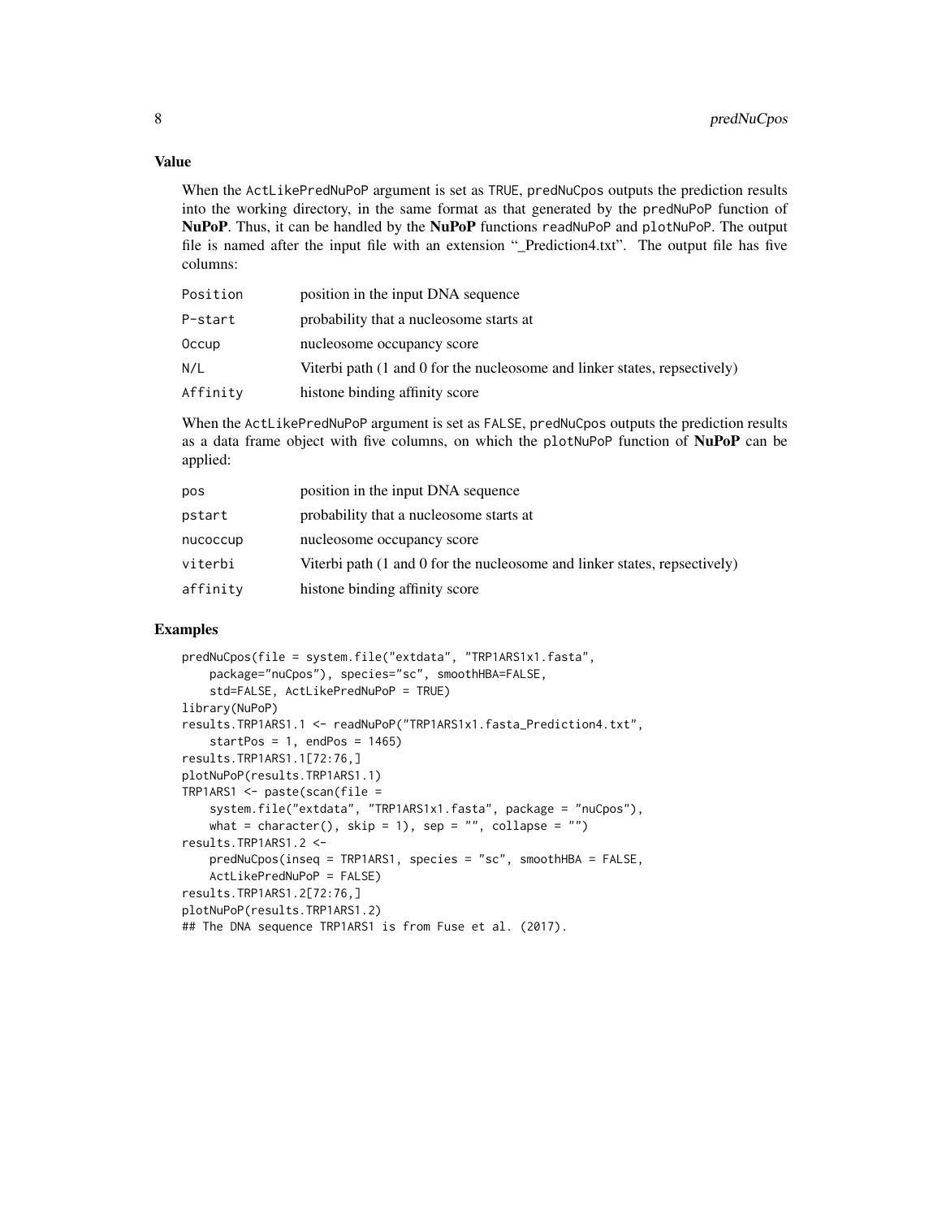## Value

When the `ActLikePredNuPoP` argument is set as `TRUE`, `predNuCpos` outputs the prediction results into the working directory, in the same format as that generated by the `predNuPoP` function of **NuPoP**. Thus, it can be handled by the **NuPoP** functions `readNuPoP` and `plotNuPoP`. The output file is named after the input file with an extension "_Prediction4.txt". The output file has five columns:

| | |
|---|---|
| `Position` | position in the input DNA sequence |
| `P-start` | probability that a nucleosome starts at |
| `Occup` | nucleosome occupancy score |
| `N/L` | Viterbi path (1 and 0 for the nucleosome and linker states, repsectively) |
| `Affinity` | histone binding affinity score |

When the `ActLikePredNuPoP` argument is set as `FALSE`, `predNuCpos` outputs the prediction results as a data frame object with five columns, on which the `plotNuPoP` function of **NuPoP** can be applied:

| | |
|---|---|
| `pos` | position in the input DNA sequence |
| `pstart` | probability that a nucleosome starts at |
| `nucoccup` | nucleosome occupancy score |
| `viterbi` | Viterbi path (1 and 0 for the nucleosome and linker states, repsectively) |
| `affinity` | histone binding affinity score |

## Examples

```
predNuCpos(file = system.file("extdata", "TRP1ARS1x1.fasta",
    package="nuCpos"), species="sc", smoothHBA=FALSE,
    std=FALSE, ActLikePredNuPoP = TRUE)
library(NuPoP)
results.TRP1ARS1.1 <- readNuPoP("TRP1ARS1x1.fasta_Prediction4.txt",
    startPos = 1, endPos = 1465)
results.TRP1ARS1.1[72:76,]
plotNuPoP(results.TRP1ARS1.1)
TRP1ARS1 <- paste(scan(file =
    system.file("extdata", "TRP1ARS1x1.fasta", package = "nuCpos"),
    what = character(), skip = 1), sep = "", collapse = "")
results.TRP1ARS1.2 <-
    predNuCpos(inseq = TRP1ARS1, species = "sc", smoothHBA = FALSE,
    ActLikePredNuPoP = FALSE)
results.TRP1ARS1.2[72:76,]
plotNuPoP(results.TRP1ARS1.2)
## The DNA sequence TRP1ARS1 is from Fuse et al. (2017).
```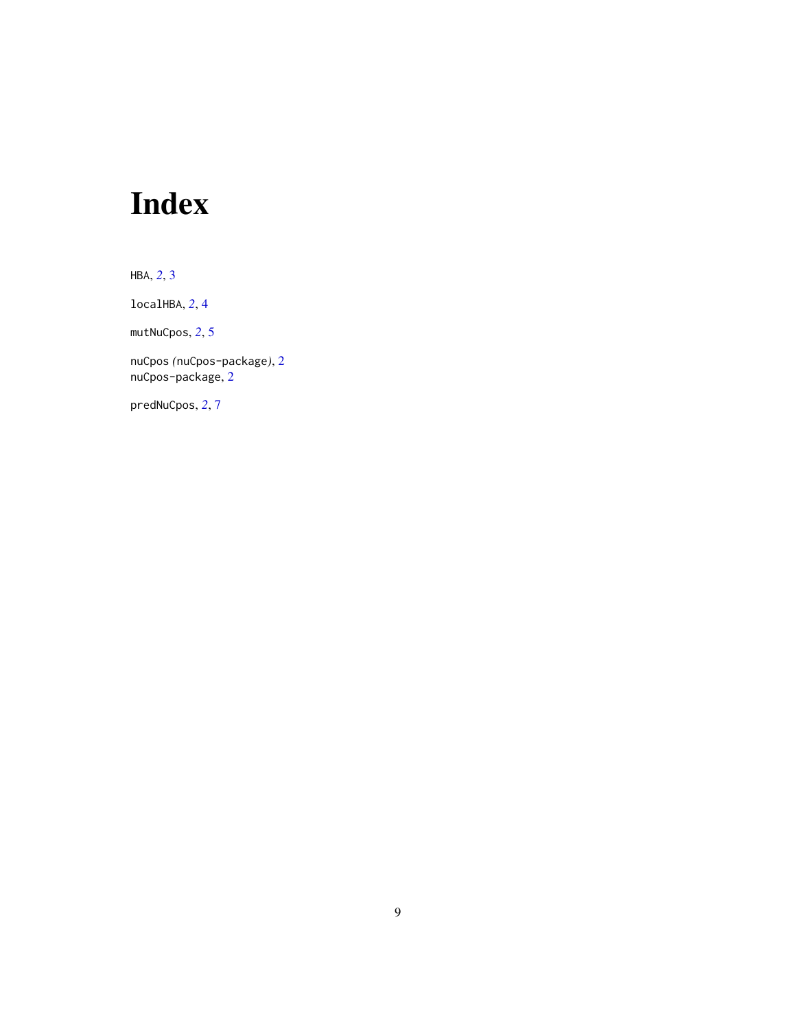# Index

HBA, *2*, 3

localHBA, *2*, 4

mutNuCpos, *2*, 5

nuCpos *(*nuCpos-package*)*, 2
nuCpos-package, 2

predNuCpos, *2*, 7